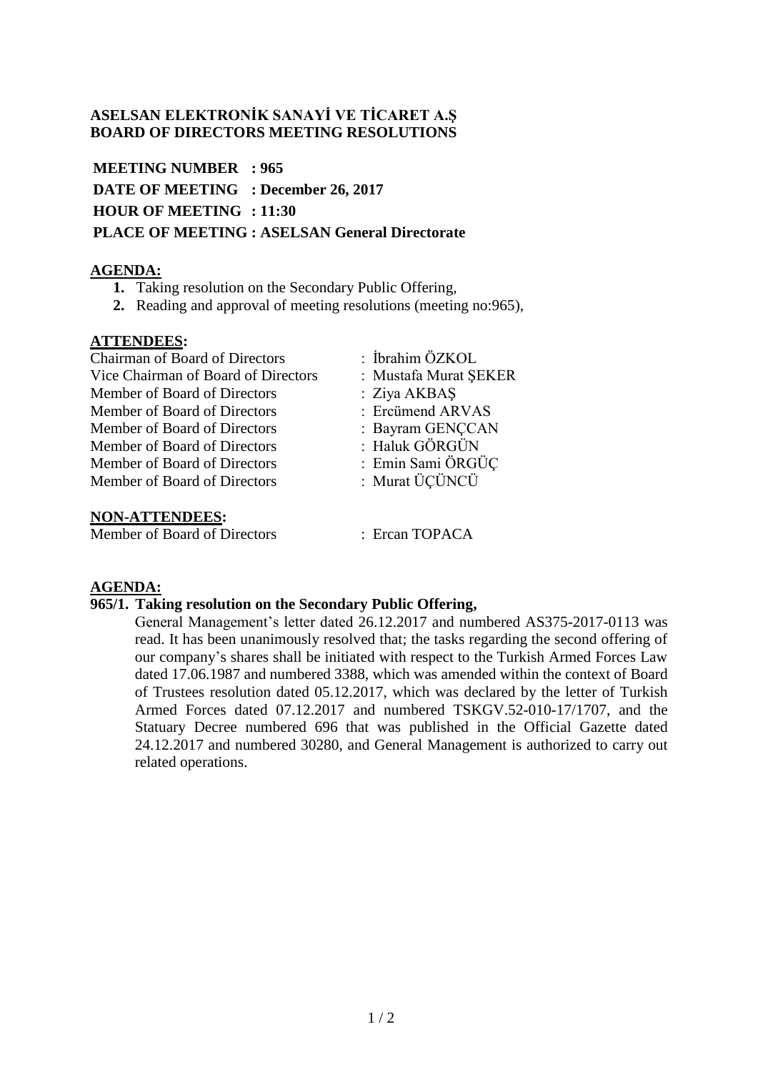**ASELSAN ELEKTRONİK SANAYİ VE TİCARET A.Ş**
**BOARD OF DIRECTORS MEETING RESOLUTIONS**

**MEETING NUMBER : 965**
**DATE OF MEETING : December 26, 2017**
**HOUR OF MEETING : 11:30**
**PLACE OF MEETING : ASELSAN General Directorate**

**AGENDA:**

1. Taking resolution on the Secondary Public Offering,
2. Reading and approval of meeting resolutions (meeting no:965),

**ATTENDEES:**

| | |
|---|---|
| Chairman of Board of Directors | : İbrahim ÖZKOL |
| Vice Chairman of Board of Directors | : Mustafa Murat ŞEKER |
| Member of Board of Directors | : Ziya AKBAŞ |
| Member of Board of Directors | : Ercümend ARVAS |
| Member of Board of Directors | : Bayram GENÇCAN |
| Member of Board of Directors | : Haluk GÖRGÜN |
| Member of Board of Directors | : Emin Sami ÖRGÜÇ |
| Member of Board of Directors | : Murat ÜÇÜNCÜ |

**NON-ATTENDEES:**

| | |
|---|---|
| Member of Board of Directors | : Ercan TOPACA |

**AGENDA:**

**965/1. Taking resolution on the Secondary Public Offering,**

General Management's letter dated 26.12.2017 and numbered AS375-2017-0113 was read. It has been unanimously resolved that; the tasks regarding the second offering of our company's shares shall be initiated with respect to the Turkish Armed Forces Law dated 17.06.1987 and numbered 3388, which was amended within the context of Board of Trustees resolution dated 05.12.2017, which was declared by the letter of Turkish Armed Forces dated 07.12.2017 and numbered TSKGV.52-010-17/1707, and the Statuary Decree numbered 696 that was published in the Official Gazette dated 24.12.2017 and numbered 30280, and General Management is authorized to carry out related operations.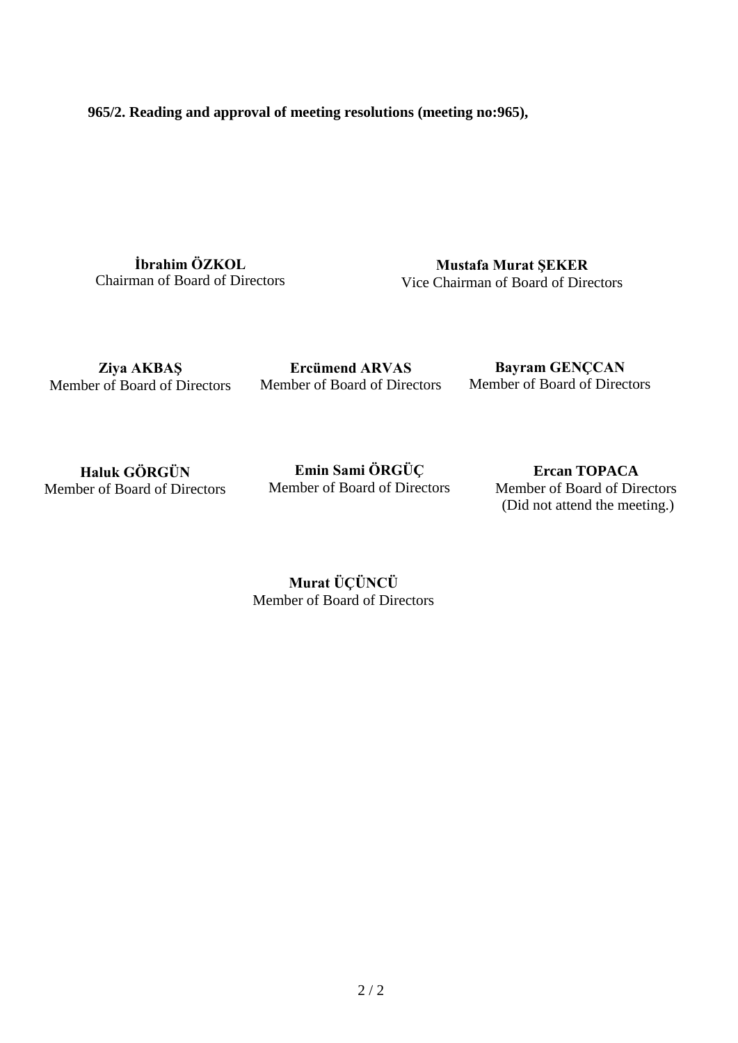**965/2. Reading and approval of meeting resolutions (meeting no:965),**

**İbrahim ÖZKOL**
Chairman of Board of Directors

**Mustafa Murat ŞEKER**
Vice Chairman of Board of Directors

**Ziya AKBAŞ**
Member of Board of Directors

**Ercümend ARVAS**
Member of Board of Directors

**Bayram GENÇCAN**
Member of Board of Directors

**Haluk GÖRGÜN**
Member of Board of Directors

**Emin Sami ÖRGÜÇ**
Member of Board of Directors

**Ercan TOPACA**
Member of Board of Directors
(Did not attend the meeting.)

**Murat ÜÇÜNCÜ**
Member of Board of Directors